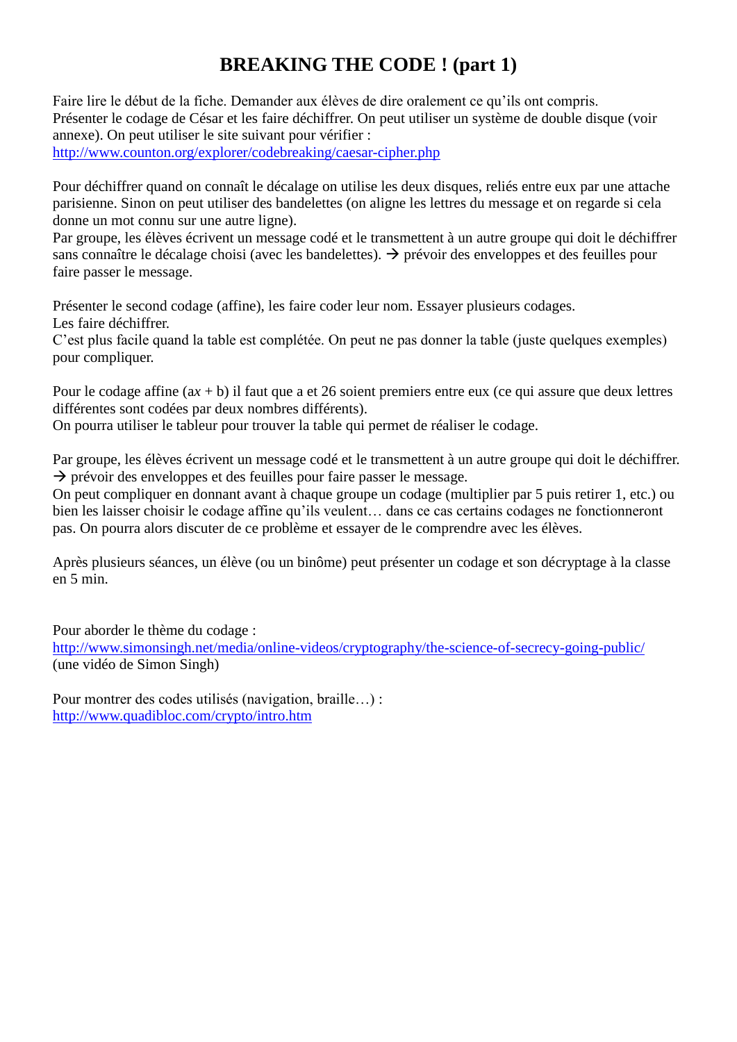# BREAKING THE CODE ! (part 1)

Faire lire le début de la fiche. Demander aux élèves de dire oralement ce qu'ils ont compris.
Présenter le codage de César et les faire déchiffrer. On peut utiliser un système de double disque (voir annexe). On peut utiliser le site suivant pour vérifier :
http://www.counton.org/explorer/codebreaking/caesar-cipher.php

Pour déchiffrer quand on connaît le décalage on utilise les deux disques, reliés entre eux par une attache parisienne. Sinon on peut utiliser des bandelettes (on aligne les lettres du message et on regarde si cela donne un mot connu sur une autre ligne).
Par groupe, les élèves écrivent un message codé et le transmettent à un autre groupe qui doit le déchiffrer sans connaître le décalage choisi (avec les bandelettes). → prévoir des enveloppes et des feuilles pour faire passer le message.

Présenter le second codage (affine), les faire coder leur nom. Essayer plusieurs codages.
Les faire déchiffrer.
C'est plus facile quand la table est complétée. On peut ne pas donner la table (juste quelques exemples) pour compliquer.

Pour le codage affine ($ax + b$) il faut que a et 26 soient premiers entre eux (ce qui assure que deux lettres différentes sont codées par deux nombres différents).
On pourra utiliser le tableur pour trouver la table qui permet de réaliser le codage.

Par groupe, les élèves écrivent un message codé et le transmettent à un autre groupe qui doit le déchiffrer.
→ prévoir des enveloppes et des feuilles pour faire passer le message.
On peut compliquer en donnant avant à chaque groupe un codage (multiplier par 5 puis retirer 1, etc.) ou bien les laisser choisir le codage affine qu'ils veulent… dans ce cas certains codages ne fonctionneront pas. On pourra alors discuter de ce problème et essayer de le comprendre avec les élèves.

Après plusieurs séances, un élève (ou un binôme) peut présenter un codage et son décryptage à la classe en 5 min.

Pour aborder le thème du codage :
http://www.simonsingh.net/media/online-videos/cryptography/the-science-of-secrecy-going-public/
(une vidéo de Simon Singh)

Pour montrer des codes utilisés (navigation, braille…) :
http://www.quadibloc.com/crypto/intro.htm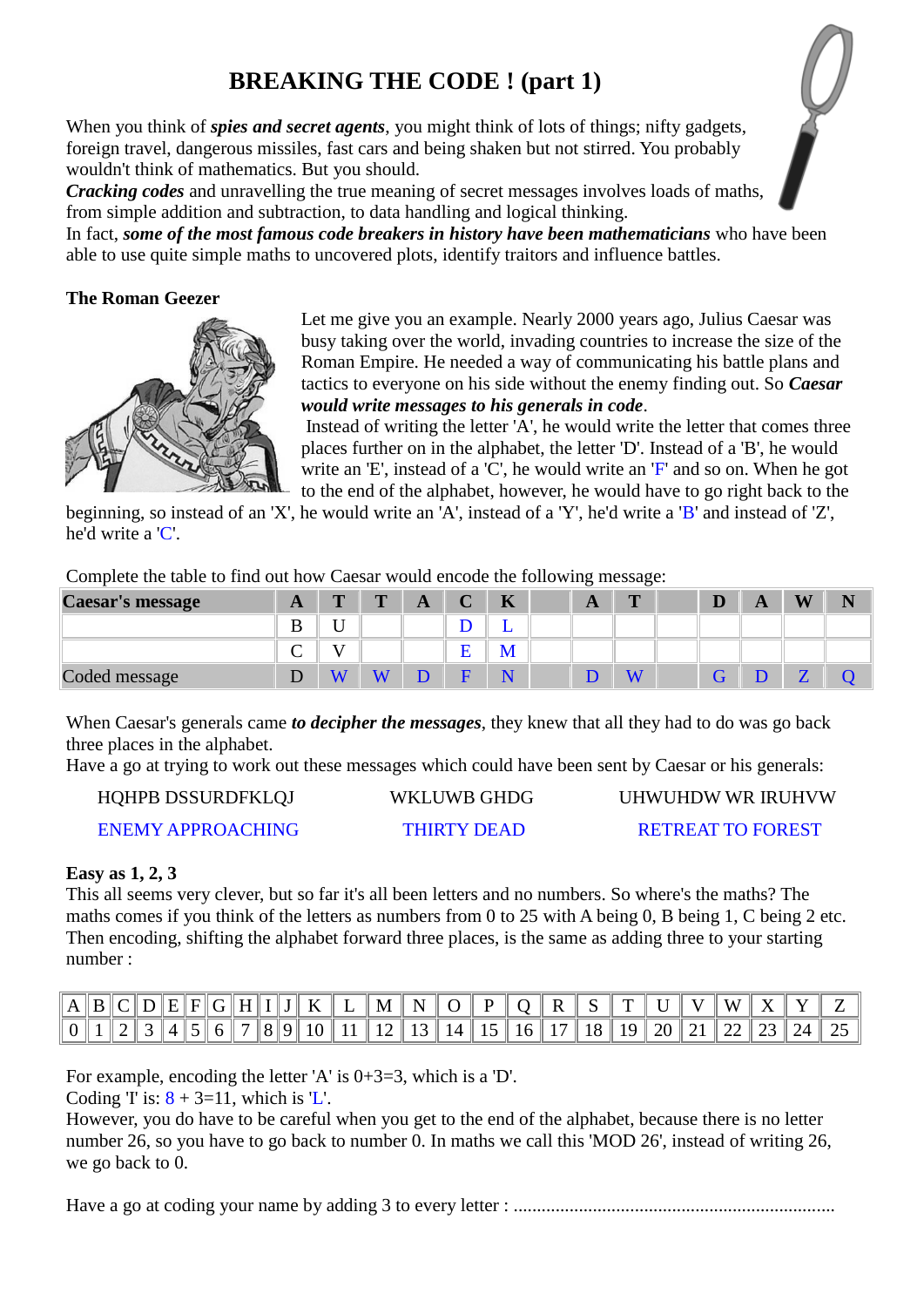# BREAKING THE CODE ! (part 1)

When you think of ***spies and secret agents***, you might think of lots of things; nifty gadgets, foreign travel, dangerous missiles, fast cars and being shaken but not stirred. You probably wouldn't think of mathematics. But you should.
***Cracking codes*** and unravelling the true meaning of secret messages involves loads of maths, from simple addition and subtraction, to data handling and logical thinking.
In fact, ***some of the most famous code breakers in history have been mathematicians*** who have been able to use quite simple maths to uncovered plots, identify traitors and influence battles.

**The Roman Geezer**

Let me give you an example. Nearly 2000 years ago, Julius Caesar was busy taking over the world, invading countries to increase the size of the Roman Empire. He needed a way of communicating his battle plans and tactics to everyone on his side without the enemy finding out. So ***Caesar would write messages to his generals in code***.
Instead of writing the letter 'A', he would write the letter that comes three places further on in the alphabet, the letter 'D'. Instead of a 'B', he would write an 'E', instead of a 'C', he would write an 'F' and so on. When he got to the end of the alphabet, however, he would have to go right back to the beginning, so instead of an 'X', he would write an 'A', instead of a 'Y', he'd write a 'B' and instead of 'Z', he'd write a 'C'.

Complete the table to find out how Caesar would encode the following message:

| Caesar's message | A | T | T | A | C | K | | A | T | | D | A | W | N |
|---|---|---|---|---|---|---|---|---|---|---|---|---|---|---|
| | B | U | | | D | L | | | | | | | | |
| | C | V | | | E | M | | | | | | | | |
| Coded message | D | W | W | D | F | N | | D | W | | G | D | Z | Q |

When Caesar's generals came ***to decipher the messages***, they knew that all they had to do was go back three places in the alphabet.
Have a go at trying to work out these messages which could have been sent by Caesar or his generals:

| HQHPB DSSURDFKLQJ | WKLUWB GHDG | UHWUHDW WR IRUHVW |
|---|---|---|
| ENEMY APPROACHING | THIRTY DEAD | RETREAT TO FOREST |

**Easy as 1, 2, 3**

This all seems very clever, but so far it's all been letters and no numbers. So where's the maths? The maths comes if you think of the letters as numbers from 0 to 25 with A being 0, B being 1, C being 2 etc. Then encoding, shifting the alphabet forward three places, is the same as adding three to your starting number :

| A | B | C | D | E | F | G | H | I | J | K | L | M | N | O | P | Q | R | S | T | U | V | W | X | Y | Z |
|---|---|---|---|---|---|---|---|---|---|---|---|---|---|---|---|---|---|---|---|---|---|---|---|---|---|
| 0 | 1 | 2 | 3 | 4 | 5 | 6 | 7 | 8 | 9 | 10 | 11 | 12 | 13 | 14 | 15 | 16 | 17 | 18 | 19 | 20 | 21 | 22 | 23 | 24 | 25 |

For example, encoding the letter 'A' is 0+3=3, which is a 'D'.
Coding 'I' is: 8 + 3=11, which is 'L'.
However, you do have to be careful when you get to the end of the alphabet, because there is no letter number 26, so you have to go back to number 0. In maths we call this 'MOD 26', instead of writing 26, we go back to 0.

Have a go at coding your name by adding 3 to every letter : ....................................................................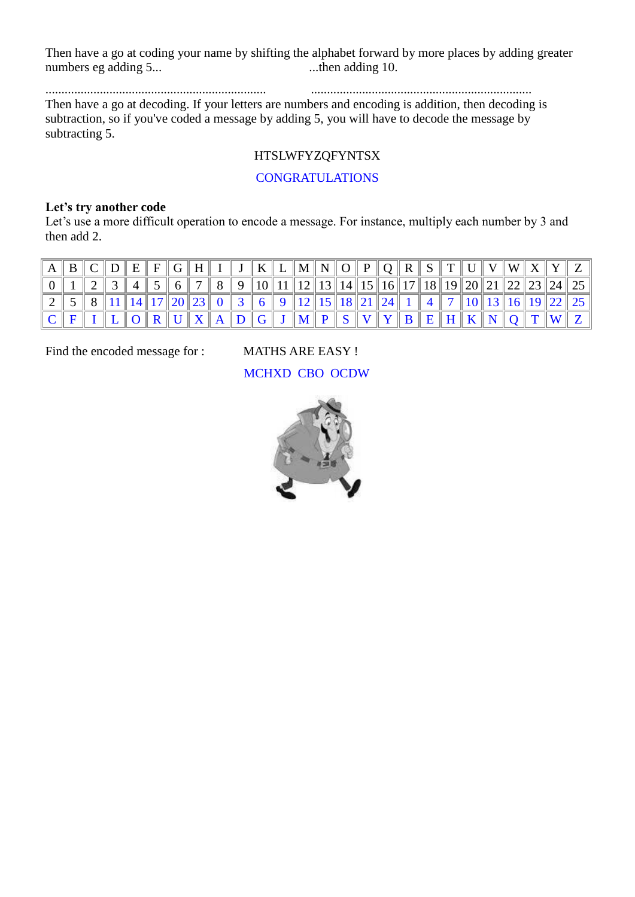Then have a go at coding your name by shifting the alphabet forward by more places by adding greater numbers eg adding 5... ...then adding 10.

.................................................................... ....................................................................

Then have a go at decoding. If your letters are numbers and encoding is addition, then decoding is subtraction, so if you've coded a message by adding 5, you will have to decode the message by subtracting 5.

HTSLWFYZQFYNTSX

CONGRATULATIONS

**Let's try another code**

Let's use a more difficult operation to encode a message. For instance, multiply each number by 3 and then add 2.

| A | B | C | D | E | F | G | H | I | J | K | L | M | N | O | P | Q | R | S | T | U | V | W | X | Y | Z |
|---|---|---|---|---|---|---|---|---|---|---|---|---|---|---|---|---|---|---|---|---|---|---|---|---|---|
| 0 | 1 | 2 | 3 | 4 | 5 | 6 | 7 | 8 | 9 | 10 | 11 | 12 | 13 | 14 | 15 | 16 | 17 | 18 | 19 | 20 | 21 | 22 | 23 | 24 | 25 |
| 2 | 5 | 8 | 11 | 14 | 17 | 20 | 23 | 0 | 3 | 6 | 9 | 12 | 15 | 18 | 21 | 24 | 1 | 4 | 7 | 10 | 13 | 16 | 19 | 22 | 25 |
| C | F | I | L | O | R | U | X | A | D | G | J | M | P | S | V | Y | B | E | H | K | N | Q | T | W | Z |

Find the encoded message for : MATHS ARE EASY !

MCHXD CBO OCDW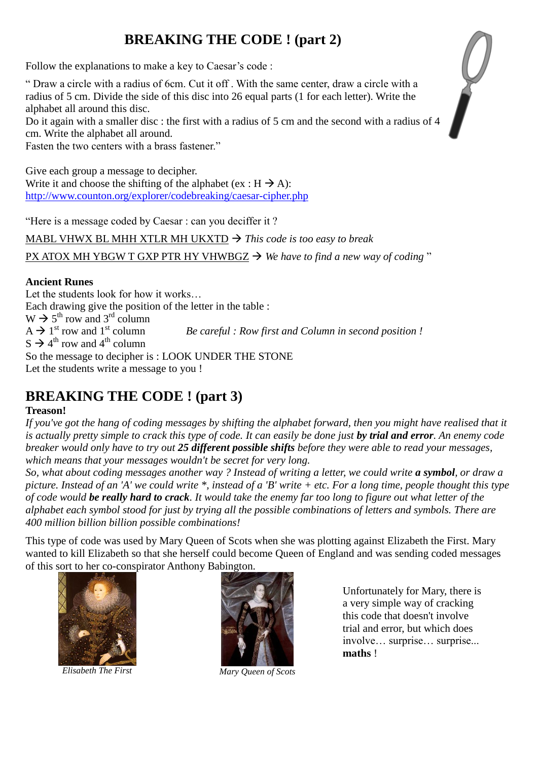# BREAKING THE CODE ! (part 2)

Follow the explanations to make a key to Caesar's code :

" Draw a circle with a radius of 6cm. Cut it off . With the same center, draw a circle with a radius of 5 cm. Divide the side of this disc into 26 equal parts (1 for each letter). Write the alphabet all around this disc.
Do it again with a smaller disc : the first with a radius of 5 cm and the second with a radius of 4 cm. Write the alphabet all around.
Fasten the two centers with a brass fastener."

Give each group a message to decipher.
Write it and choose the shifting of the alphabet (ex : H → A):
http://www.counton.org/explorer/codebreaking/caesar-cipher.php

"Here is a message coded by Caesar : can you deciffer it ?

MABL VHWX BL MHH XTLR MH UKXTD → *This code is too easy to break*

PX ATOX MH YBGW T GXP PTR HY VHWBGZ → *We have to find a new way of coding* "

**Ancient Runes**
Let the students look for how it works…
Each drawing give the position of the letter in the table :
W → 5th row and 3rd column
A → 1st row and 1st column        *Be careful : Row first and Column in second position !*
S → 4th row and 4th column
So the message to decipher is : LOOK UNDER THE STONE
Let the students write a message to you !

# BREAKING THE CODE ! (part 3)

**Treason!**

*If you've got the hang of coding messages by shifting the alphabet forward, then you might have realised that it is actually pretty simple to crack this type of code. It can easily be done just **by trial and error**. An enemy code breaker would only have to try out **25 different possible shifts** before they were able to read your messages, which means that your messages wouldn't be secret for very long.*
*So, what about coding messages another way ? Instead of writing a letter, we could write **a symbol**, or draw a picture. Instead of an 'A' we could write *, instead of a 'B' write + etc. For a long time, people thought this type of code would **be really hard to crack**. It would take the enemy far too long to figure out what letter of the alphabet each symbol stood for just by trying all the possible combinations of letters and symbols. There are 400 million billion billion possible combinations!*

This type of code was used by Mary Queen of Scots when she was plotting against Elizabeth the First. Mary wanted to kill Elizabeth so that she herself could become Queen of England and was sending coded messages of this sort to her co-conspirator Anthony Babington.

*Elisabeth The First*

*Mary Queen of Scots*

Unfortunately for Mary, there is a very simple way of cracking this code that doesn't involve trial and error, but which does involve… surprise… surprise... **maths** !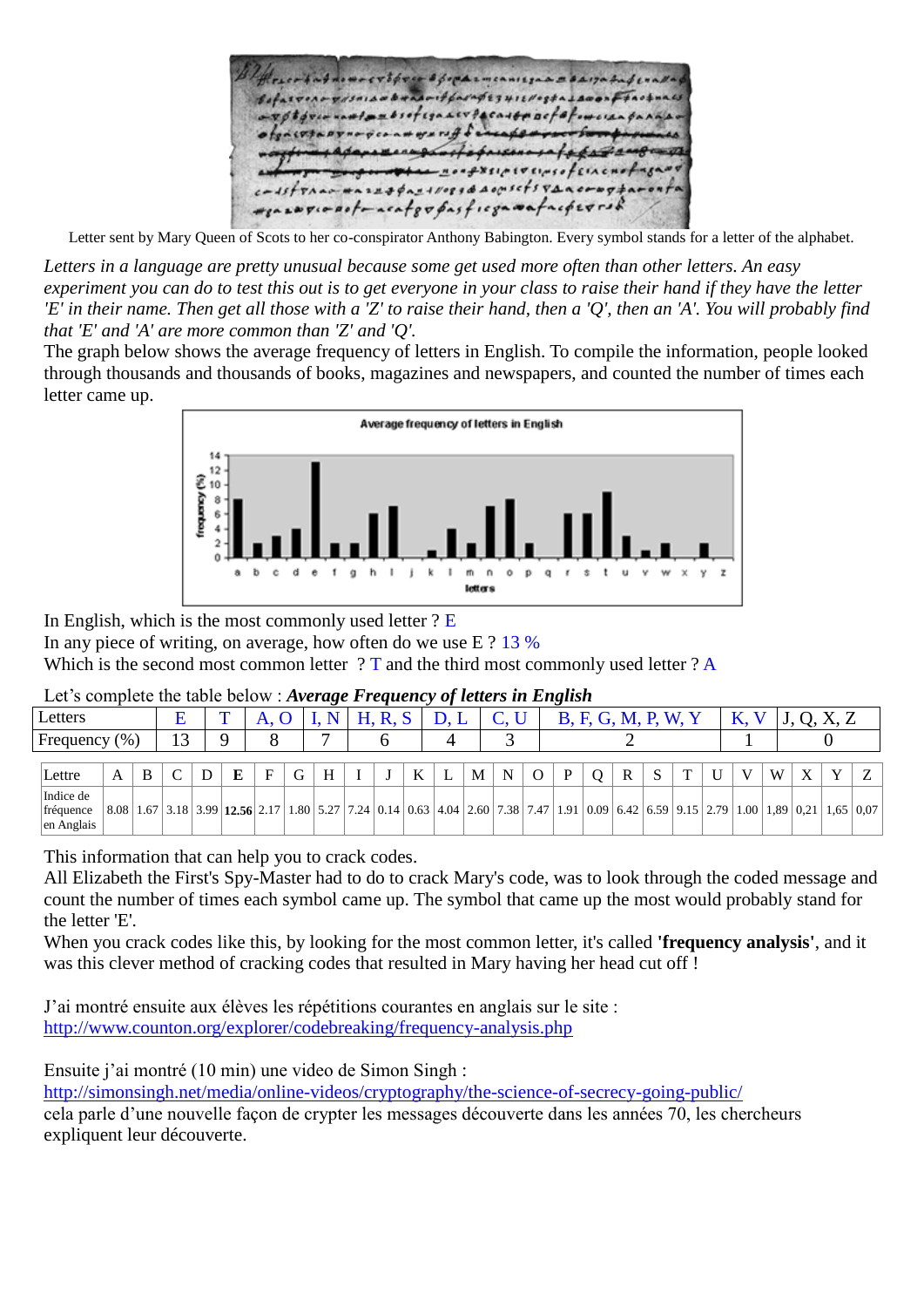Letter sent by Mary Queen of Scots to her co-conspirator Anthony Babington. Every symbol stands for a letter of the alphabet.

*Letters in a language are pretty unusual because some get used more often than other letters. An easy experiment you can do to test this out is to get everyone in your class to raise their hand if they have the letter 'E' in their name. Then get all those with a 'Z' to raise their hand, then a 'Q', then an 'A'. You will probably find that 'E' and 'A' are more common than 'Z' and 'Q'.*

The graph below shows the average frequency of letters in English. To compile the information, people looked through thousands and thousands of books, magazines and newspapers, and counted the number of times each letter came up.

In English, which is the most commonly used letter ? E

In any piece of writing, on average, how often do we use E ? 13 %

Which is the second most common letter ? T and the third most commonly used letter ? A

Let's complete the table below : ***Average Frequency of letters in English***

| Letters | E | T | A, O | I, N | H, R, S | D, L | C, U | B, F, G, M, P, W, Y | K, V | J, Q, X, Z |
|---|---|---|---|---|---|---|---|---|---|---|
| Frequency (%) | 13 | 9 | 8 | 7 | 6 | 4 | 3 | 2 | 1 | 0 |

| Lettre | A | B | C | D | **E** | F | G | H | I | J | K | L | M | N | O | P | Q | R | S | T | U | V | W | X | Y | Z |
|---|---|---|---|---|---|---|---|---|---|---|---|---|---|---|---|---|---|---|---|---|---|---|---|---|---|---|
| Indice de fréquence en Anglais | 8.08 | 1.67 | 3.18 | 3.99 | **12.56** | 2.17 | 1.80 | 5.27 | 7.24 | 0.14 | 0.63 | 4.04 | 2.60 | 7.38 | 7.47 | 1.91 | 0.09 | 6.42 | 6.59 | 9.15 | 2.79 | 1.00 | 1,89 | 0,21 | 1,65 | 0,07 |

This information that can help you to crack codes.

All Elizabeth the First's Spy-Master had to do to crack Mary's code, was to look through the coded message and count the number of times each symbol came up. The symbol that came up the most would probably stand for the letter 'E'.

When you crack codes like this, by looking for the most common letter, it's called **'frequency analysis'**, and it was this clever method of cracking codes that resulted in Mary having her head cut off !

J'ai montré ensuite aux élèves les répétitions courantes en anglais sur le site :
http://www.counton.org/explorer/codebreaking/frequency-analysis.php

Ensuite j'ai montré (10 min) une video de Simon Singh :
http://simonsingh.net/media/online-videos/cryptography/the-science-of-secrecy-going-public/
cela parle d'une nouvelle façon de crypter les messages découverte dans les années 70, les chercheurs expliquent leur découverte.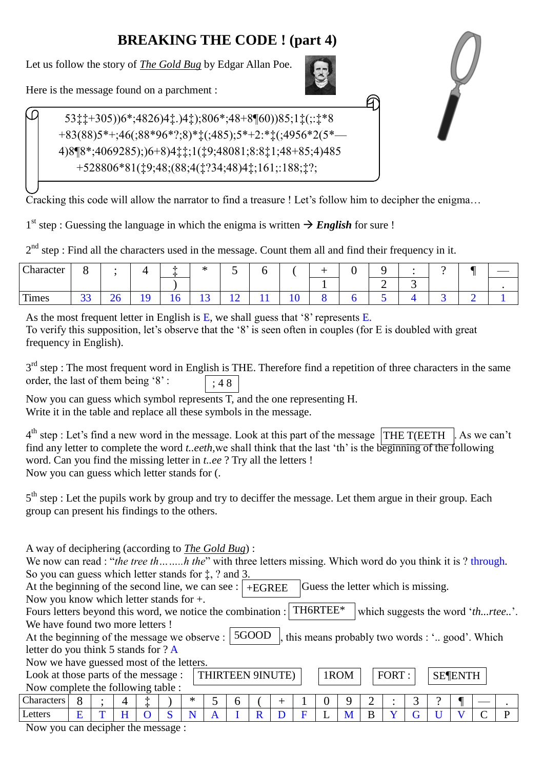# BREAKING THE CODE ! (part 4)

Let us follow the story of *The Gold Bug* by Edgar Allan Poe.

Here is the message found on a parchment :

53‡‡+305))6*;4826)4‡.)4‡);806*;48+8¶60))85;1‡(;:‡*8
+83(88)5*+;46(;88*96*?;8)*‡(;485);5*+2:*‡(;4956*2(5*—
4)8¶8*;4069285);)6+8)4‡‡;1(‡9;48081;8:8‡1;48+85;4)485
+528806*81(‡9;48;(88;4(‡?34;48)4‡;161;:188;‡?;

Cracking this code will allow the narrator to find a treasure ! Let's follow him to decipher the enigma…

1[st] step : Guessing the language in which the enigma is written → ***English*** for sure !

2[nd] step : Find all the characters used in the message. Count them all and find their frequency in it.

| Character | 8 | ; | 4 | ‡ | * | 5 | 6 | ( | + | 0 | 9 | : | ? | ¶ | — |
|---|---|---|---|---|---|---|---|---|---|---|---|---|---|---|---|
| | | | | ) | | | | | 1 | | 2 | 3 | | | . |
| Times | 33 | 26 | 19 | 16 | 13 | 12 | 11 | 10 | 8 | 6 | 5 | 4 | 3 | 2 | 1 |

As the most frequent letter in English is E, we shall guess that '8' represents E.
To verify this supposition, let's observe that the '8' is seen often in couples (for E is doubled with great frequency in English).

3[rd] step : The most frequent word in English is THE. Therefore find a repetition of three characters in the same order, the last of them being '8' : ; 4 8

Now you can guess which symbol represents T, and the one representing H.
Write it in the table and replace all these symbols in the message.

4[th] step : Let's find a new word in the message. Look at this part of the message THE T(EETH . As we can't find any letter to complete the word *t..eeth*,we shall think that the last 'th' is the beginning of the following word. Can you find the missing letter in *t..ee* ? Try all the letters !
Now you can guess which letter stands for (.

5[th] step : Let the pupils work by group and try to deciffer the message. Let them argue in their group. Each group can present his findings to the others.

A way of deciphering (according to *The Gold Bug*) :
We now can read : "*the tree th……..h the*" with three letters missing. Which word do you think it is ? through.
So you can guess which letter stands for ‡, ? and 3.
At the beginning of the second line, we can see : +EGREE Guess the letter which is missing.
Now you know which letter stands for +.
Fours letters beyond this word, we notice the combination : TH6RTEE* which suggests the word '*th...rtee..*'.
We have found two more letters !
At the beginning of the message we observe : 5GOOD , this means probably two words : '.. good'. Which letter do you think 5 stands for ? A
Now we have guessed most of the letters.
Look at those parts of the message : THIRTEEN 9INUTE) 1ROM FORT : SE¶ENTH
Now complete the following table :

| Characters | 8 | ; | 4 | ‡ | ) | * | 5 | 6 | ( | + | 1 | 0 | 9 | 2 | : | 3 | ? | ¶ | — | . |
|---|---|---|---|---|---|---|---|---|---|---|---|---|---|---|---|---|---|---|---|---|
| Letters | E | T | H | O | S | N | A | I | R | D | F | L | M | B | Y | G | U | V | C | P |

Now you can decipher the message :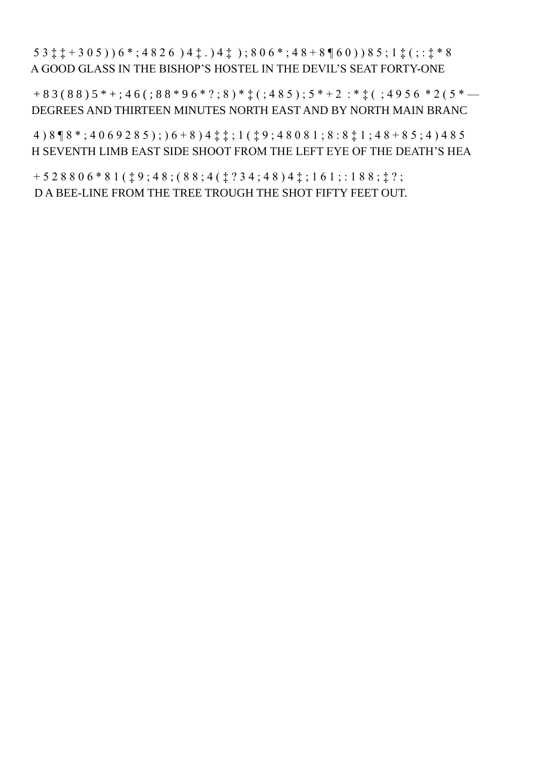5 3 ‡ ‡ + 3 0 5 ) ) 6 * ; 4 8 2 6 ) 4 ‡ . ) 4 ‡ ) ; 8 0 6 * ; 4 8 + 8 ¶ 6 0 ) ) 8 5 ; 1 ‡ ( ; : ‡ * 8
A GOOD GLASS IN THE BISHOP'S HOSTEL IN THE DEVIL'S SEAT FORTY-ONE

+ 8 3 ( 8 8 ) 5 * + ; 4 6 ( ; 8 8 * 9 6 * ? ; 8 ) * ‡ ( ; 4 8 5 ) ; 5 * + 2 : * ‡ ( ; 4 9 5 6 * 2 ( 5 * —
DEGREES AND THIRTEEN MINUTES NORTH EAST AND BY NORTH MAIN BRANC

4 ) 8 ¶ 8 * ; 4 0 6 9 2 8 5 ) ; ) 6 + 8 ) 4 ‡ ‡ ; 1 ( ‡ 9 ; 4 8 0 8 1 ; 8 : 8 ‡ 1 ; 4 8 + 8 5 ; 4 ) 4 8 5
H SEVENTH LIMB EAST SIDE SHOOT FROM THE LEFT EYE OF THE DEATH'S HEA

+ 5 2 8 8 0 6 * 8 1 ( ‡ 9 ; 4 8 ; ( 8 8 ; 4 ( ‡ ? 3 4 ; 4 8 ) 4 ‡ ; 1 6 1 ; : 1 8 8 ; ‡ ? ;
D A BEE-LINE FROM THE TREE TROUGH THE SHOT FIFTY FEET OUT.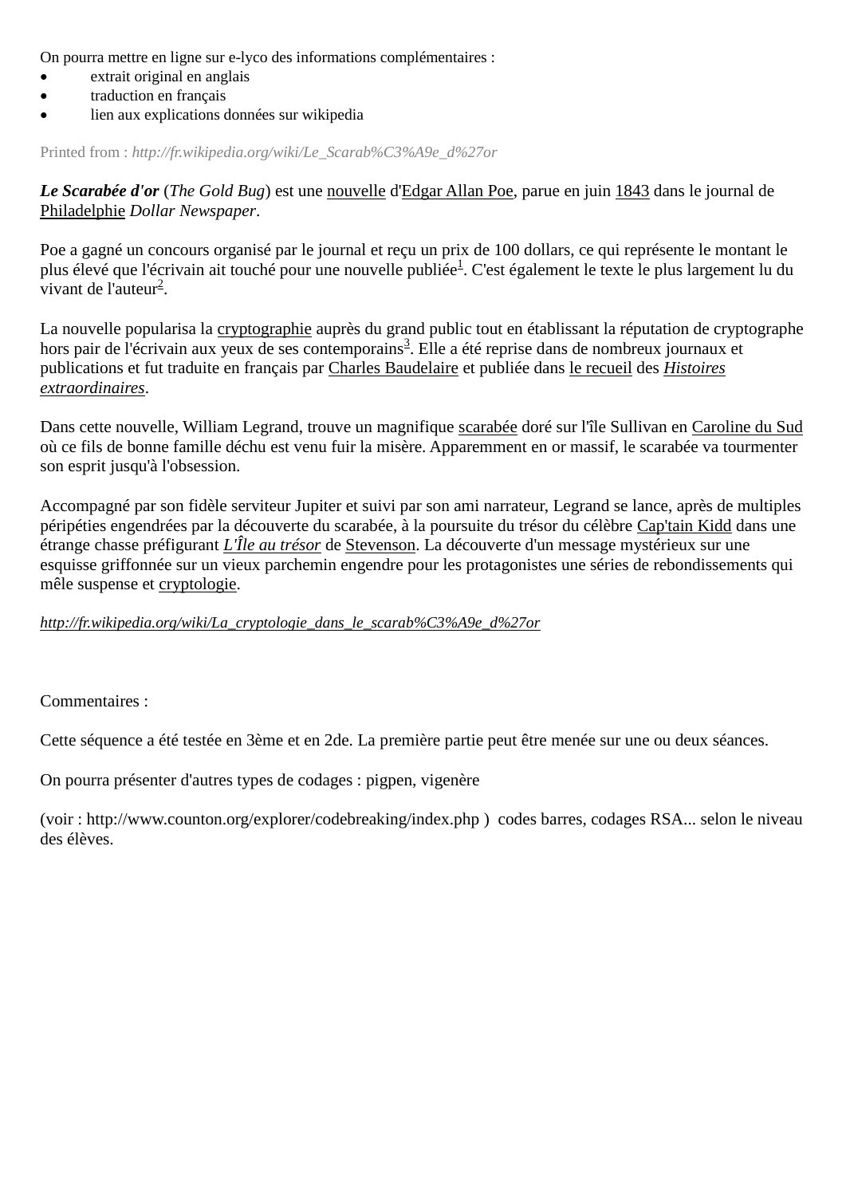On pourra mettre en ligne sur e-lyco des informations complémentaires :

- extrait original en anglais
- traduction en français
- lien aux explications données sur wikipedia

Printed from : *http://fr.wikipedia.org/wiki/Le_Scarab%C3%A9e_d%27or*

***Le Scarabée d'or*** (*The Gold Bug*) est une nouvelle d'Edgar Allan Poe, parue en juin 1843 dans le journal de Philadelphie *Dollar Newspaper*.

Poe a gagné un concours organisé par le journal et reçu un prix de 100 dollars, ce qui représente le montant le plus élevé que l'écrivain ait touché pour une nouvelle publiée[1]. C'est également le texte le plus largement lu du vivant de l'auteur[2].

La nouvelle popularisa la cryptographie auprès du grand public tout en établissant la réputation de cryptographe hors pair de l'écrivain aux yeux de ses contemporains[3]. Elle a été reprise dans de nombreux journaux et publications et fut traduite en français par Charles Baudelaire et publiée dans le recueil des *Histoires extraordinaires*.

Dans cette nouvelle, William Legrand, trouve un magnifique scarabée doré sur l'île Sullivan en Caroline du Sud où ce fils de bonne famille déchu est venu fuir la misère. Apparemment en or massif, le scarabée va tourmenter son esprit jusqu'à l'obsession.

Accompagné par son fidèle serviteur Jupiter et suivi par son ami narrateur, Legrand se lance, après de multiples péripéties engendrées par la découverte du scarabée, à la poursuite du trésor du célèbre Cap'tain Kidd dans une étrange chasse préfigurant *L'Île au trésor* de Stevenson. La découverte d'un message mystérieux sur une esquisse griffonnée sur un vieux parchemin engendre pour les protagonistes une séries de rebondissements qui mêle suspense et cryptologie.

*http://fr.wikipedia.org/wiki/La_cryptologie_dans_le_scarab%C3%A9e_d%27or*

Commentaires :

Cette séquence a été testée en 3ème et en 2de. La première partie peut être menée sur une ou deux séances.

On pourra présenter d'autres types de codages : pigpen, vigenère

(voir : http://www.counton.org/explorer/codebreaking/index.php ) codes barres, codages RSA... selon le niveau des élèves.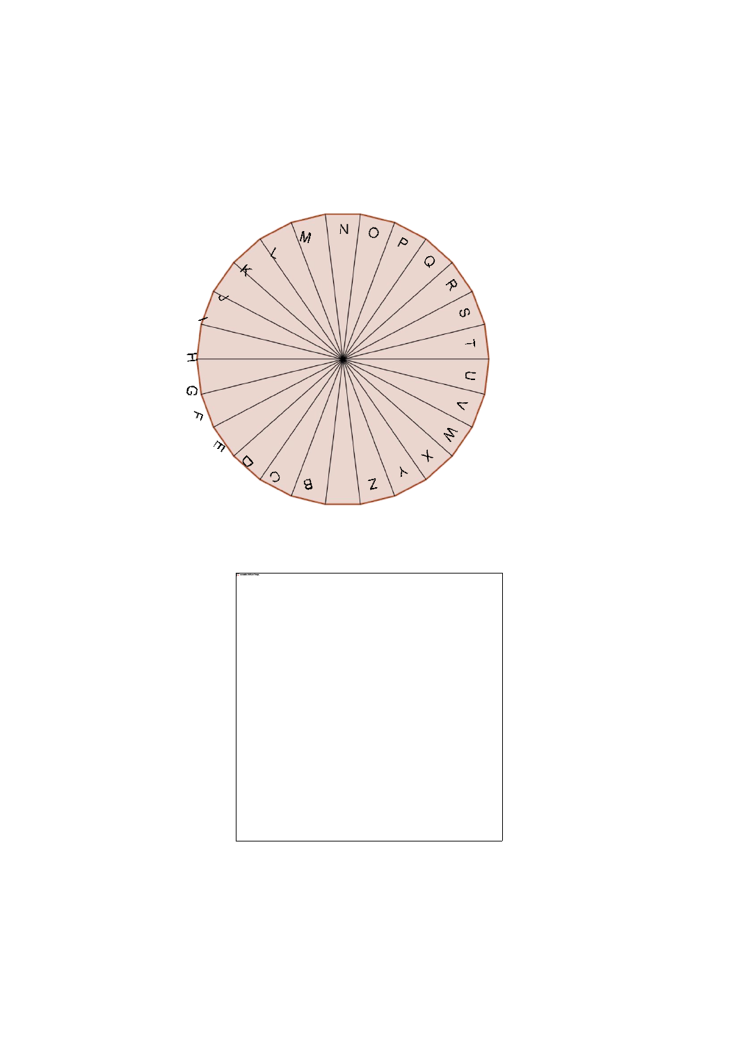N O P Q R S T U V W X Y Z B C D E F G H I J K L M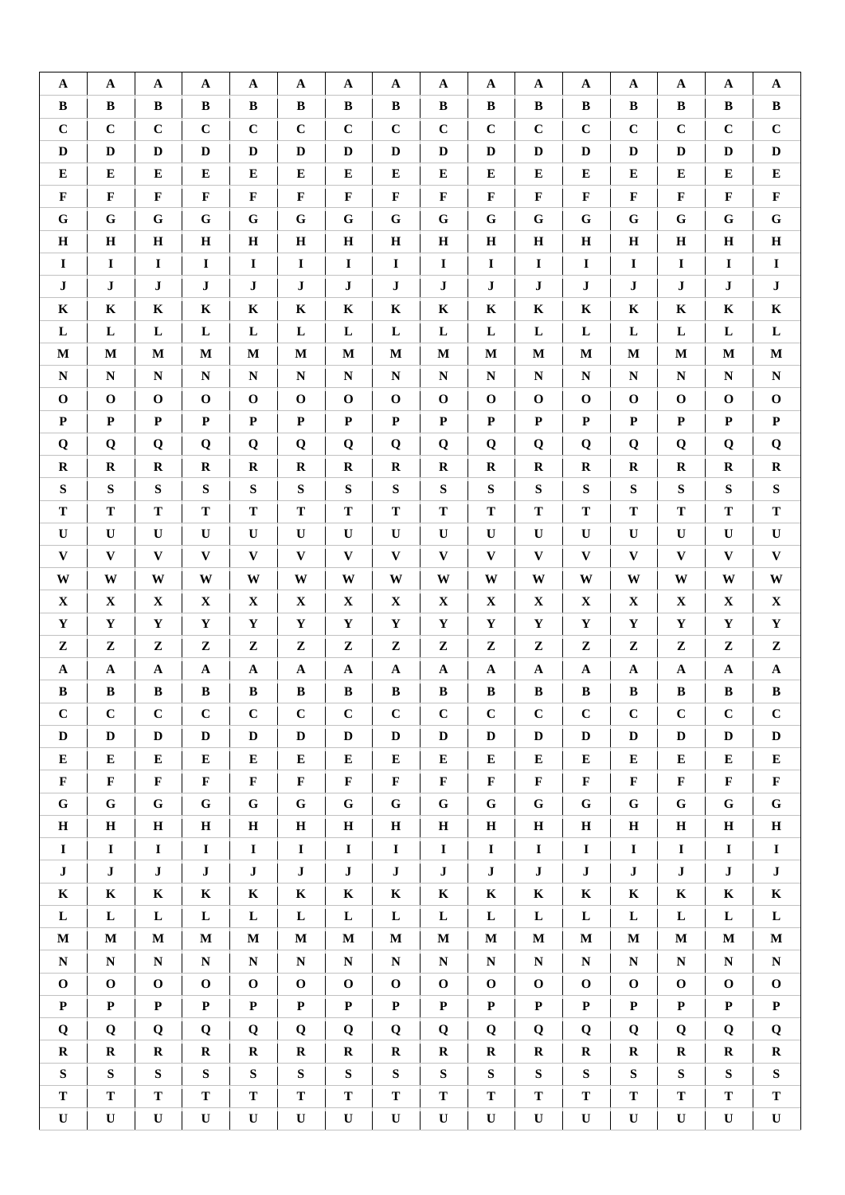| A | A | A | A | A | A | A | A | A | A | A | A | A | A | A | A |
|---|---|---|---|---|---|---|---|---|---|---|---|---|---|---|---|
| B | B | B | B | B | B | B | B | B | B | B | B | B | B | B | B |
| C | C | C | C | C | C | C | C | C | C | C | C | C | C | C | C |
| D | D | D | D | D | D | D | D | D | D | D | D | D | D | D | D |
| E | E | E | E | E | E | E | E | E | E | E | E | E | E | E | E |
| F | F | F | F | F | F | F | F | F | F | F | F | F | F | F | F |
| G | G | G | G | G | G | G | G | G | G | G | G | G | G | G | G |
| H | H | H | H | H | H | H | H | H | H | H | H | H | H | H | H |
| I | I | I | I | I | I | I | I | I | I | I | I | I | I | I | I |
| J | J | J | J | J | J | J | J | J | J | J | J | J | J | J | J |
| K | K | K | K | K | K | K | K | K | K | K | K | K | K | K | K |
| L | L | L | L | L | L | L | L | L | L | L | L | L | L | L | L |
| M | M | M | M | M | M | M | M | M | M | M | M | M | M | M | M |
| N | N | N | N | N | N | N | N | N | N | N | N | N | N | N | N |
| O | O | O | O | O | O | O | O | O | O | O | O | O | O | O | O |
| P | P | P | P | P | P | P | P | P | P | P | P | P | P | P | P |
| Q | Q | Q | Q | Q | Q | Q | Q | Q | Q | Q | Q | Q | Q | Q | Q |
| R | R | R | R | R | R | R | R | R | R | R | R | R | R | R | R |
| S | S | S | S | S | S | S | S | S | S | S | S | S | S | S | S |
| T | T | T | T | T | T | T | T | T | T | T | T | T | T | T | T |
| U | U | U | U | U | U | U | U | U | U | U | U | U | U | U | U |
| V | V | V | V | V | V | V | V | V | V | V | V | V | V | V | V |
| W | W | W | W | W | W | W | W | W | W | W | W | W | W | W | W |
| X | X | X | X | X | X | X | X | X | X | X | X | X | X | X | X |
| Y | Y | Y | Y | Y | Y | Y | Y | Y | Y | Y | Y | Y | Y | Y | Y |
| Z | Z | Z | Z | Z | Z | Z | Z | Z | Z | Z | Z | Z | Z | Z | Z |
| A | A | A | A | A | A | A | A | A | A | A | A | A | A | A | A |
| B | B | B | B | B | B | B | B | B | B | B | B | B | B | B | B |
| C | C | C | C | C | C | C | C | C | C | C | C | C | C | C | C |
| D | D | D | D | D | D | D | D | D | D | D | D | D | D | D | D |
| E | E | E | E | E | E | E | E | E | E | E | E | E | E | E | E |
| F | F | F | F | F | F | F | F | F | F | F | F | F | F | F | F |
| G | G | G | G | G | G | G | G | G | G | G | G | G | G | G | G |
| H | H | H | H | H | H | H | H | H | H | H | H | H | H | H | H |
| I | I | I | I | I | I | I | I | I | I | I | I | I | I | I | I |
| J | J | J | J | J | J | J | J | J | J | J | J | J | J | J | J |
| K | K | K | K | K | K | K | K | K | K | K | K | K | K | K | K |
| L | L | L | L | L | L | L | L | L | L | L | L | L | L | L | L |
| M | M | M | M | M | M | M | M | M | M | M | M | M | M | M | M |
| N | N | N | N | N | N | N | N | N | N | N | N | N | N | N | N |
| O | O | O | O | O | O | O | O | O | O | O | O | O | O | O | O |
| P | P | P | P | P | P | P | P | P | P | P | P | P | P | P | P |
| Q | Q | Q | Q | Q | Q | Q | Q | Q | Q | Q | Q | Q | Q | Q | Q |
| R | R | R | R | R | R | R | R | R | R | R | R | R | R | R | R |
| S | S | S | S | S | S | S | S | S | S | S | S | S | S | S | S |
| T | T | T | T | T | T | T | T | T | T | T | T | T | T | T | T |
| U | U | U | U | U | U | U | U | U | U | U | U | U | U | U | U |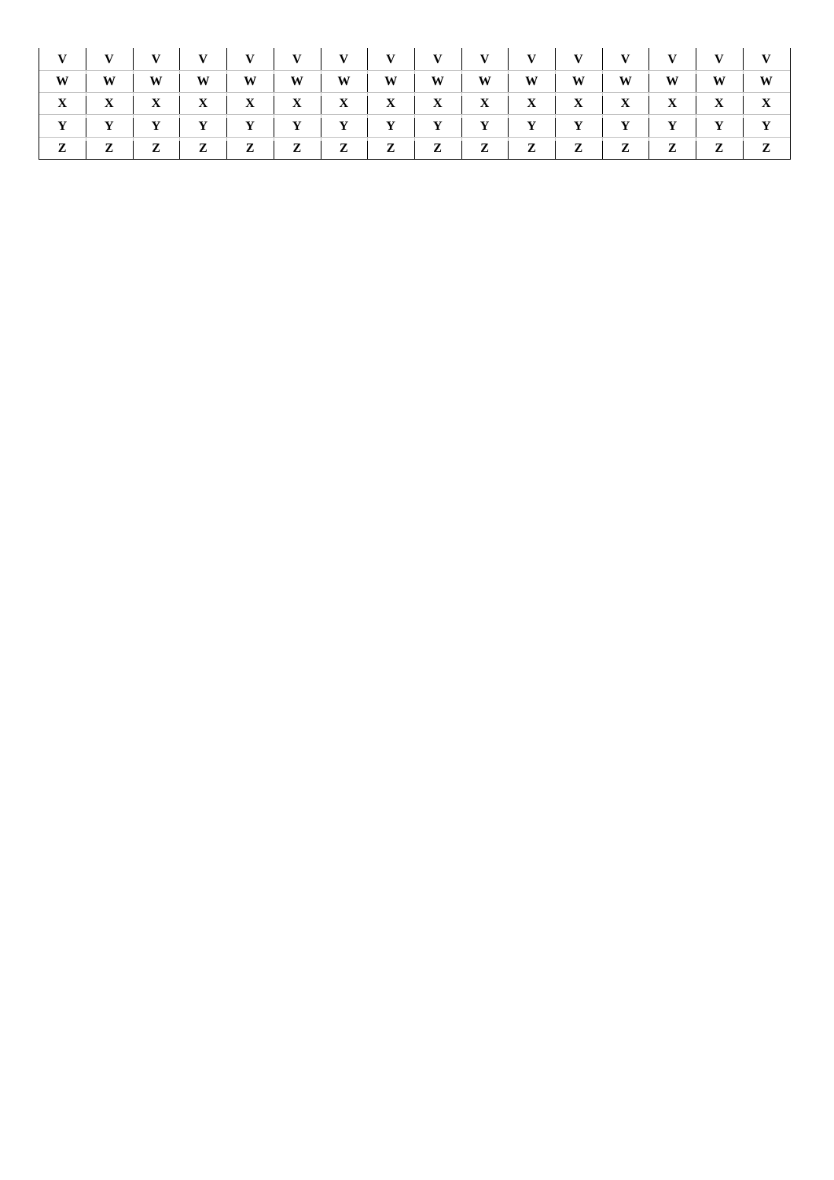| | | | | | | | | | | | | | | | |
|---|---|---|---|---|---|---|---|---|---|---|---|---|---|---|---|
| **V** | **V** | **V** | **V** | **V** | **V** | **V** | **V** | **V** | **V** | **V** | **V** | **V** | **V** | **V** | **V** |
| **W** | **W** | **W** | **W** | **W** | **W** | **W** | **W** | **W** | **W** | **W** | **W** | **W** | **W** | **W** | **W** |
| **X** | **X** | **X** | **X** | **X** | **X** | **X** | **X** | **X** | **X** | **X** | **X** | **X** | **X** | **X** | **X** |
| **Y** | **Y** | **Y** | **Y** | **Y** | **Y** | **Y** | **Y** | **Y** | **Y** | **Y** | **Y** | **Y** | **Y** | **Y** | **Y** |
| **Z** | **Z** | **Z** | **Z** | **Z** | **Z** | **Z** | **Z** | **Z** | **Z** | **Z** | **Z** | **Z** | **Z** | **Z** | **Z** |